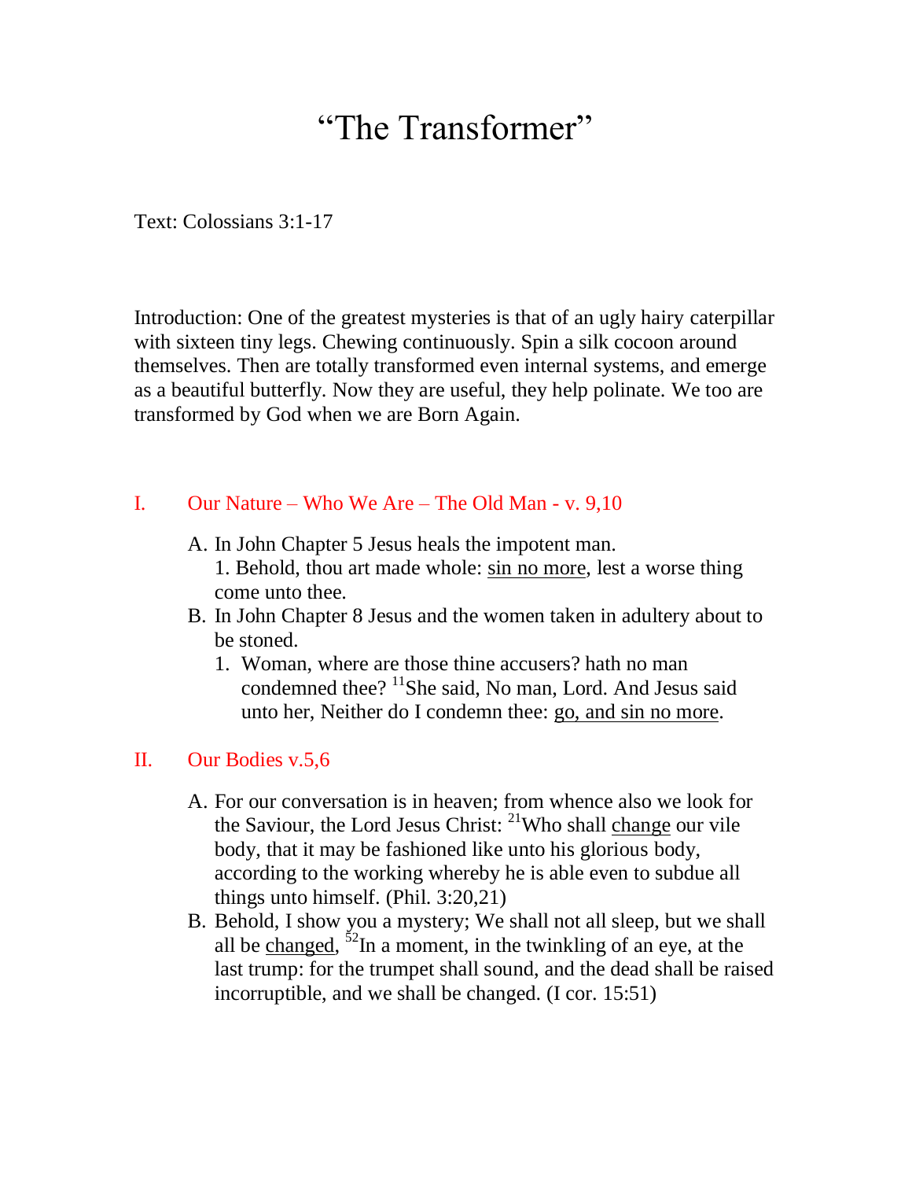# "The Transformer"

Text: Colossians 3:1-17

Introduction: One of the greatest mysteries is that of an ugly hairy caterpillar with sixteen tiny legs. Chewing continuously. Spin a silk cocoon around themselves. Then are totally transformed even internal systems, and emerge as a beautiful butterfly. Now they are useful, they help polinate. We too are transformed by God when we are Born Again.

## I. Our Nature – Who We Are – The Old Man - v. 9,10

A. In John Chapter 5 Jesus heals the impotent man.
   1. Behold, thou art made whole: <u>sin no more</u>, lest a worse thing come unto thee.

B. In John Chapter 8 Jesus and the women taken in adultery about to be stoned.
   1. Woman, where are those thine accusers? hath no man condemned thee? [11]She said, No man, Lord. And Jesus said unto her, Neither do I condemn thee: <u>go, and sin no more</u>.

## II. Our Bodies v.5,6

A. For our conversation is in heaven; from whence also we look for the Saviour, the Lord Jesus Christ: [21]Who shall <u>change</u> our vile body, that it may be fashioned like unto his glorious body, according to the working whereby he is able even to subdue all things unto himself. (Phil. 3:20,21)

B. Behold, I show you a mystery; We shall not all sleep, but we shall all be <u>changed</u>, [52]In a moment, in the twinkling of an eye, at the last trump: for the trumpet shall sound, and the dead shall be raised incorruptible, and we shall be changed. (I cor. 15:51)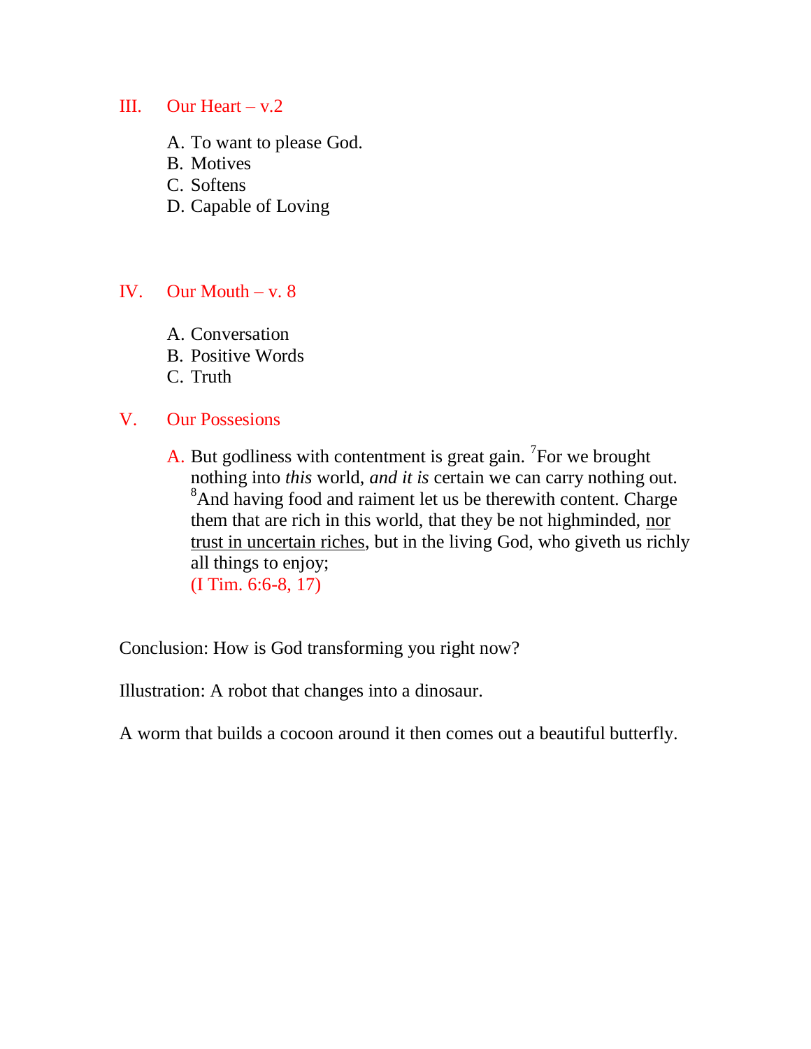## III. Our Heart – v.2

A. To want to please God.
B. Motives
C. Softens
D. Capable of Loving

## IV. Our Mouth – v. 8

A. Conversation
B. Positive Words
C. Truth

## V. Our Possesions

A. But godliness with contentment is great gain. [7]For we brought nothing into *this* world, *and it is* certain we can carry nothing out. [8]And having food and raiment let us be therewith content. Charge them that are rich in this world, that they be not highminded, <u>nor trust in uncertain riches</u>, but in the living God, who giveth us richly all things to enjoy;
(I Tim. 6:6-8, 17)

Conclusion: How is God transforming you right now?

Illustration: A robot that changes into a dinosaur.

A worm that builds a cocoon around it then comes out a beautiful butterfly.